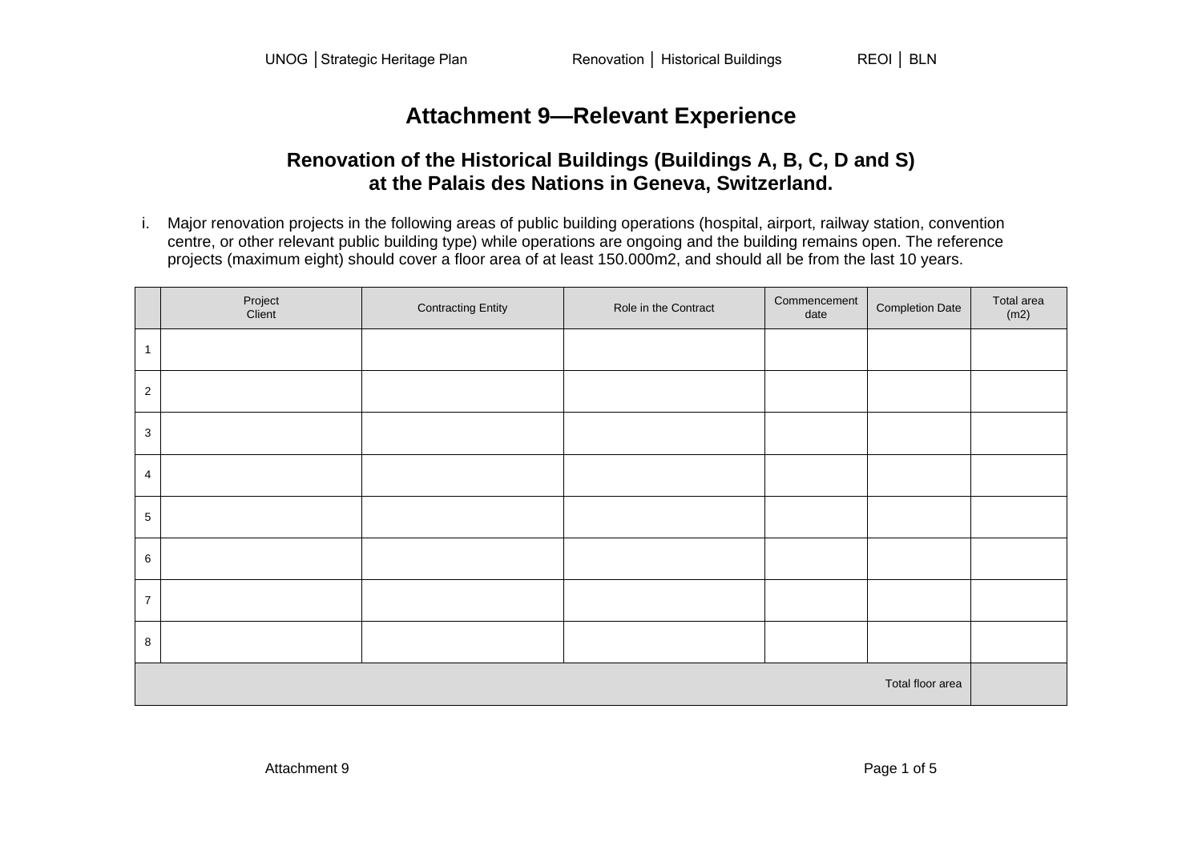# Attachment 9—Relevant Experience

## Renovation of the Historical Buildings (Buildings A, B, C, D and S) at the Palais des Nations in Geneva, Switzerland.

i. Major renovation projects in the following areas of public building operations (hospital, airport, railway station, convention centre, or other relevant public building type) while operations are ongoing and the building remains open. The reference projects (maximum eight) should cover a floor area of at least 150.000m2, and should all be from the last 10 years.

| | Project Client | Contracting Entity | Role in the Contract | Commencement date | Completion Date | Total area (m2) |
|---|---|---|---|---|---|---|
| 1 | | | | | | |
| 2 | | | | | | |
| 3 | | | | | | |
| 4 | | | | | | |
| 5 | | | | | | |
| 6 | | | | | | |
| 7 | | | | | | |
| 8 | | | | | | |
| | | | | | Total floor area | |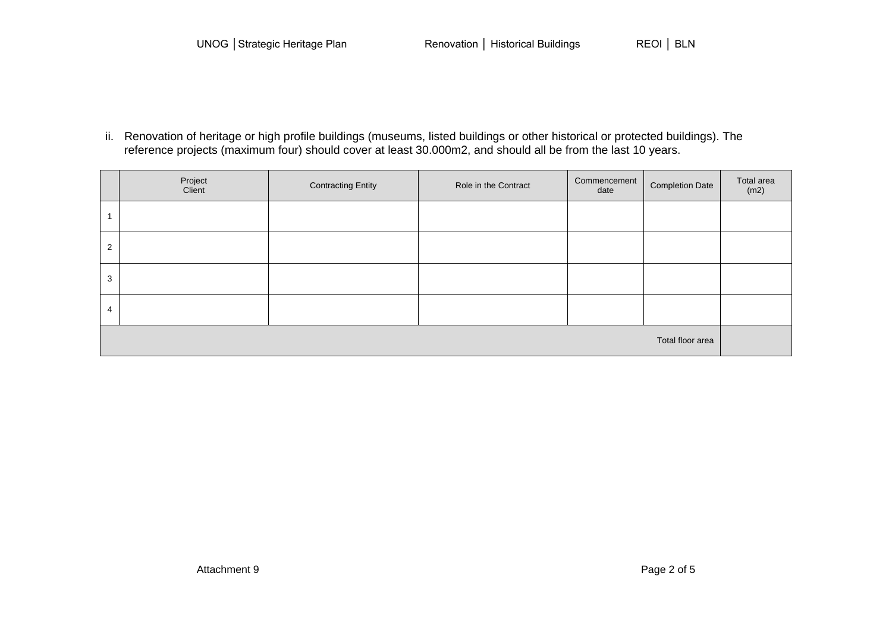ii. Renovation of heritage or high profile buildings (museums, listed buildings or other historical or protected buildings). The reference projects (maximum four) should cover at least 30.000m2, and should all be from the last 10 years.

| | Project Client | Contracting Entity | Role in the Contract | Commencement date | Completion Date | Total area (m2) |
|---|---|---|---|---|---|---|
| 1 | | | | | | |
| 2 | | | | | | |
| 3 | | | | | | |
| 4 | | | | | | |
| | | | | | Total floor area | |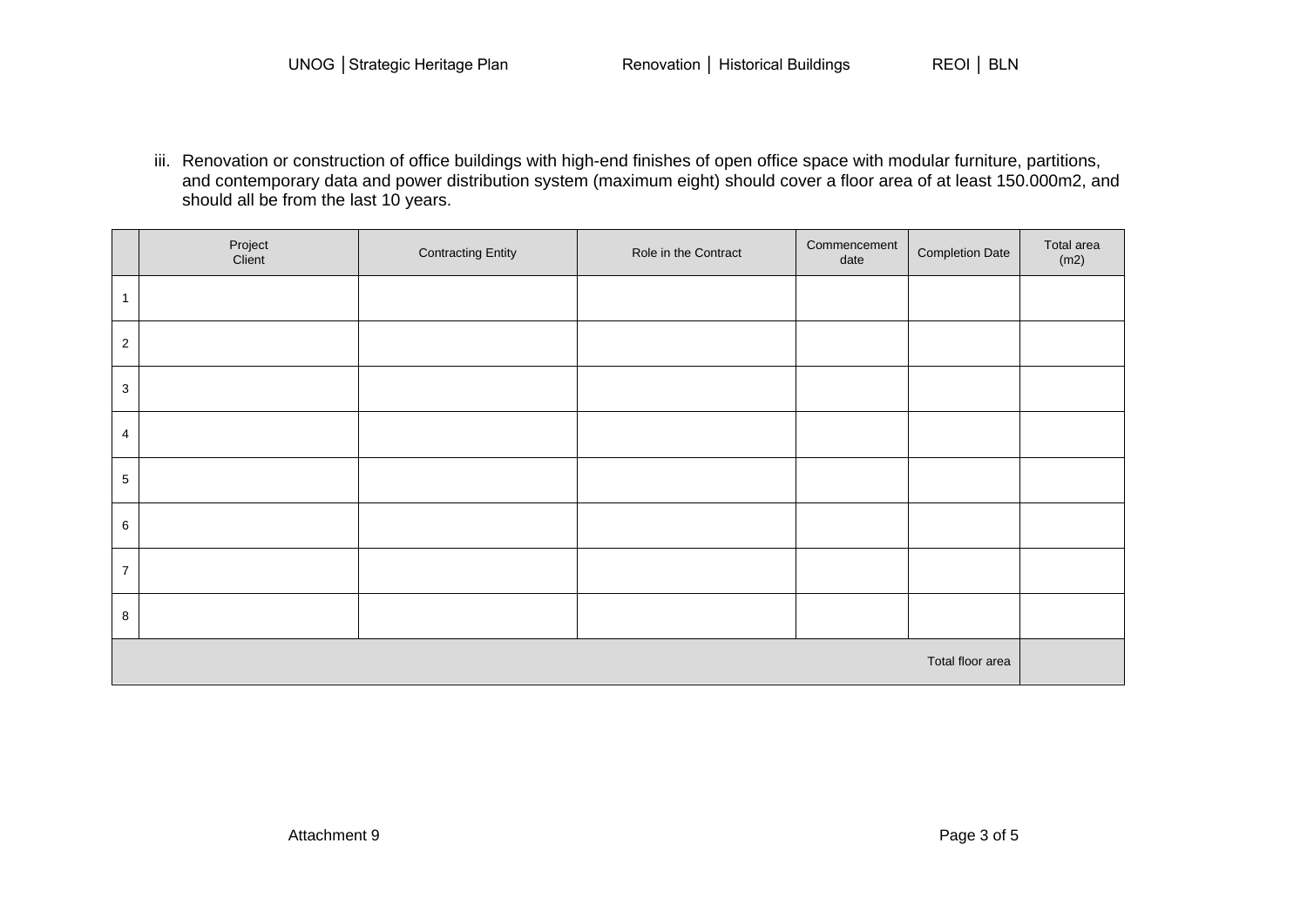iii. Renovation or construction of office buildings with high-end finishes of open office space with modular furniture, partitions, and contemporary data and power distribution system (maximum eight) should cover a floor area of at least 150.000m2, and should all be from the last 10 years.

| | Project Client | Contracting Entity | Role in the Contract | Commencement date | Completion Date | Total area (m2) |
|---|---|---|---|---|---|---|
| 1 | | | | | | |
| 2 | | | | | | |
| 3 | | | | | | |
| 4 | | | | | | |
| 5 | | | | | | |
| 6 | | | | | | |
| 7 | | | | | | |
| 8 | | | | | | |
| | | | | | Total floor area | |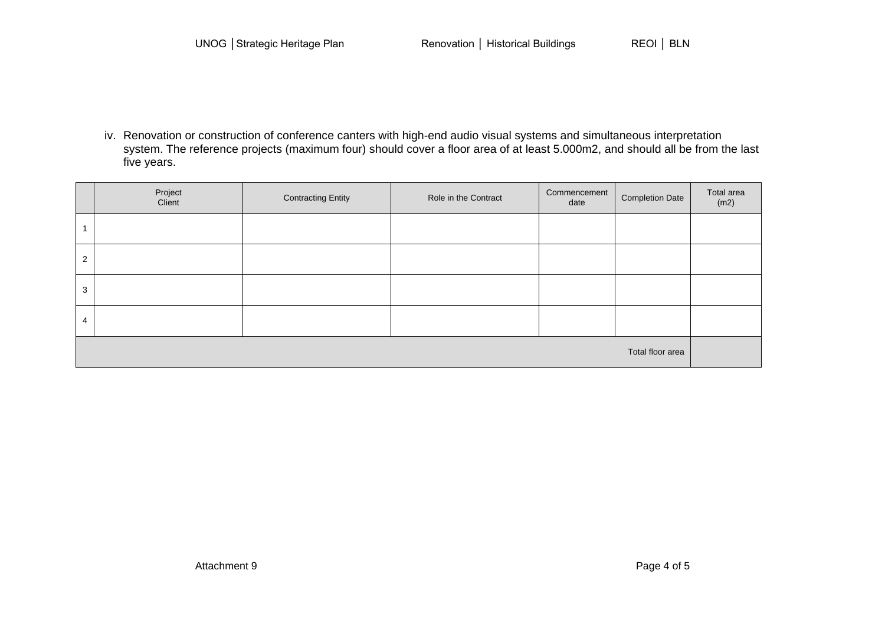iv. Renovation or construction of conference canters with high-end audio visual systems and simultaneous interpretation system. The reference projects (maximum four) should cover a floor area of at least 5.000m2, and should all be from the last five years.

| | Project Client | Contracting Entity | Role in the Contract | Commencement date | Completion Date | Total area (m2) |
|---|---|---|---|---|---|---|
| 1 | | | | | | |
| 2 | | | | | | |
| 3 | | | | | | |
| 4 | | | | | | |
| | | | | | Total floor area | |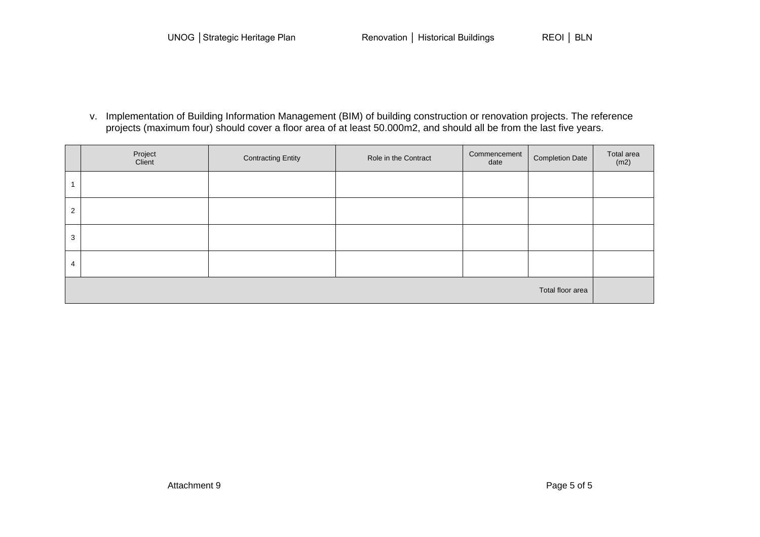v. Implementation of Building Information Management (BIM) of building construction or renovation projects. The reference projects (maximum four) should cover a floor area of at least 50.000m2, and should all be from the last five years.

| | Project Client | Contracting Entity | Role in the Contract | Commencement date | Completion Date | Total area (m2) |
|---|---|---|---|---|---|---|
| 1 | | | | | | |
| 2 | | | | | | |
| 3 | | | | | | |
| 4 | | | | | | |
| | | | | | Total floor area | |